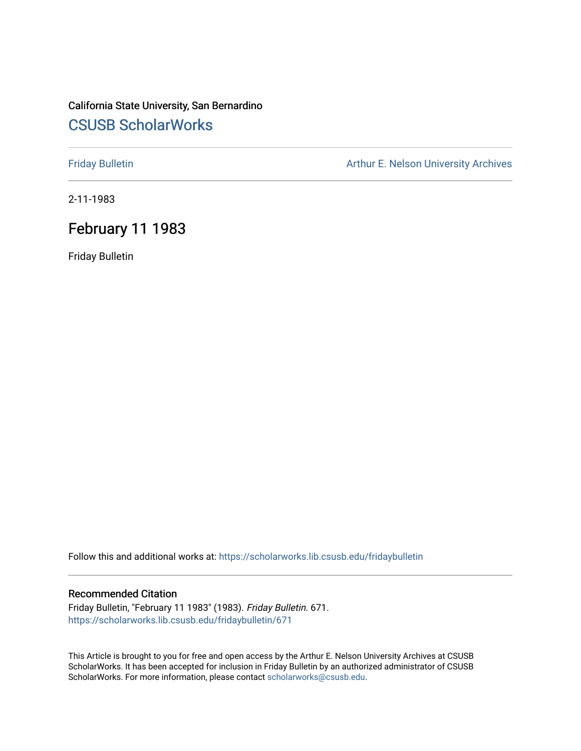California State University, San Bernardino

# CSUSB ScholarWorks

Friday Bulletin

Arthur E. Nelson University Archives

2-11-1983

## February 11 1983

Friday Bulletin

Follow this and additional works at: https://scholarworks.lib.csusb.edu/fridaybulletin

### Recommended Citation

Friday Bulletin, "February 11 1983" (1983). *Friday Bulletin*. 671.
https://scholarworks.lib.csusb.edu/fridaybulletin/671

This Article is brought to you for free and open access by the Arthur E. Nelson University Archives at CSUSB ScholarWorks. It has been accepted for inclusion in Friday Bulletin by an authorized administrator of CSUSB ScholarWorks. For more information, please contact scholarworks@csusb.edu.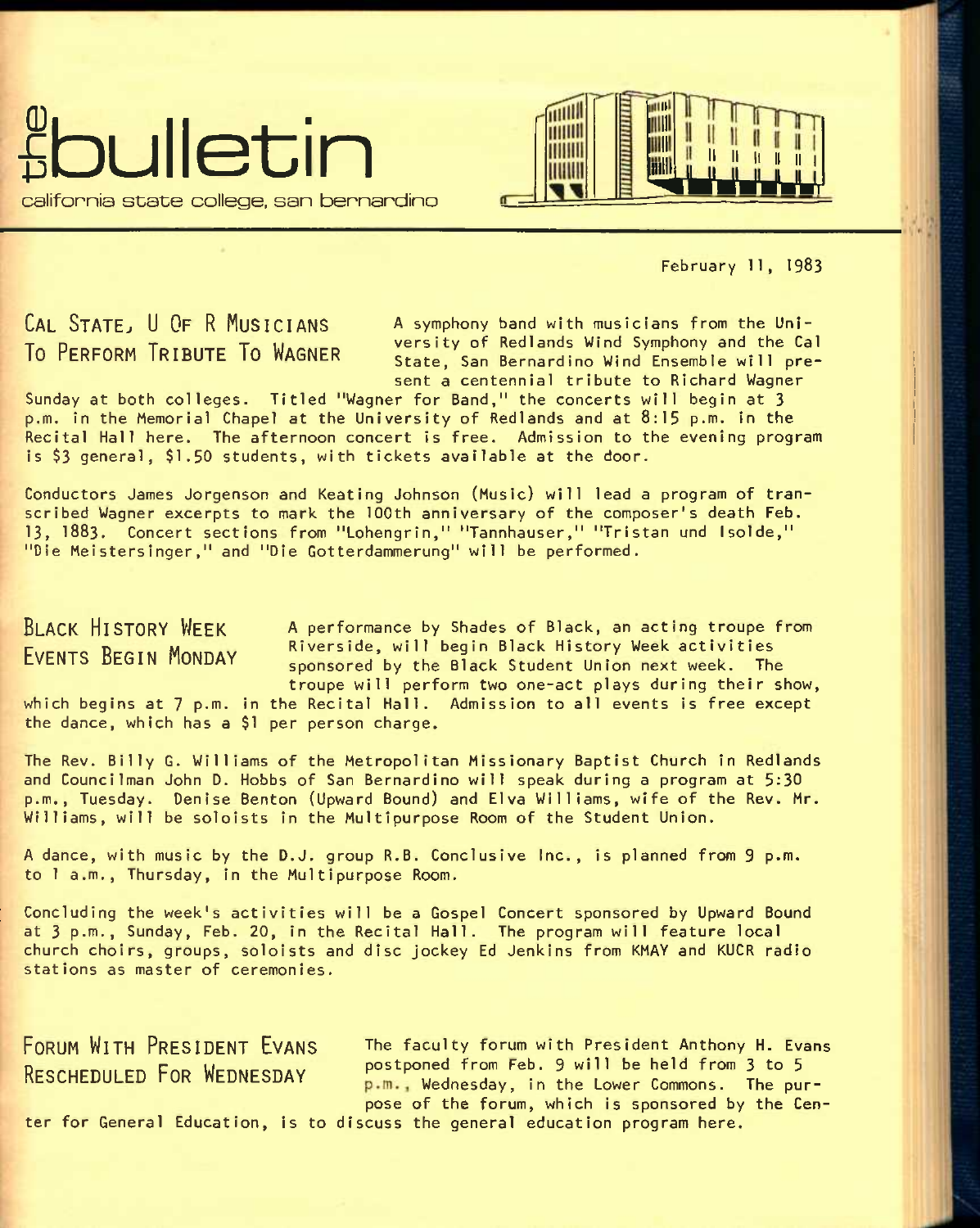# the bulletin

california state college, san bernardino

February 11, 1983

## Cal State, U Of R Musicians To Perform Tribute To Wagner

A symphony band with musicians from the University of Redlands Wind Symphony and the Cal State, San Bernardino Wind Ensemble will present a centennial tribute to Richard Wagner Sunday at both colleges. Titled "Wagner for Band," the concerts will begin at 3 p.m. in the Memorial Chapel at the University of Redlands and at 8:15 p.m. in the Recital Hall here. The afternoon concert is free. Admission to the evening program is $3 general, $1.50 students, with tickets available at the door.

Conductors James Jorgenson and Keating Johnson (Music) will lead a program of transcribed Wagner excerpts to mark the 100th anniversary of the composer's death Feb. 13, 1883. Concert sections from "Lohengrin," "Tannhauser," "Tristan und Isolde," "Die Meistersinger," and "Die Gotterdammerung" will be performed.

## Black History Week Events Begin Monday

A performance by Shades of Black, an acting troupe from Riverside, will begin Black History Week activities sponsored by the Black Student Union next week. The troupe will perform two one-act plays during their show, which begins at 7 p.m. in the Recital Hall. Admission to all events is free except the dance, which has a $1 per person charge.

The Rev. Billy G. Williams of the Metropolitan Missionary Baptist Church in Redlands and Councilman John D. Hobbs of San Bernardino will speak during a program at 5:30 p.m., Tuesday. Denise Benton (Upward Bound) and Elva Williams, wife of the Rev. Mr. Williams, will be soloists in the Multipurpose Room of the Student Union.

A dance, with music by the D.J. group R.B. Conclusive Inc., is planned from 9 p.m. to 1 a.m., Thursday, in the Multipurpose Room.

Concluding the week's activities will be a Gospel Concert sponsored by Upward Bound at 3 p.m., Sunday, Feb. 20, in the Recital Hall. The program will feature local church choirs, groups, soloists and disc jockey Ed Jenkins from KMAY and KUCR radio stations as master of ceremonies.

## Forum With President Evans Rescheduled For Wednesday

The faculty forum with President Anthony H. Evans postponed from Feb. 9 will be held from 3 to 5 p.m., Wednesday, in the Lower Commons. The purpose of the forum, which is sponsored by the Center for General Education, is to discuss the general education program here.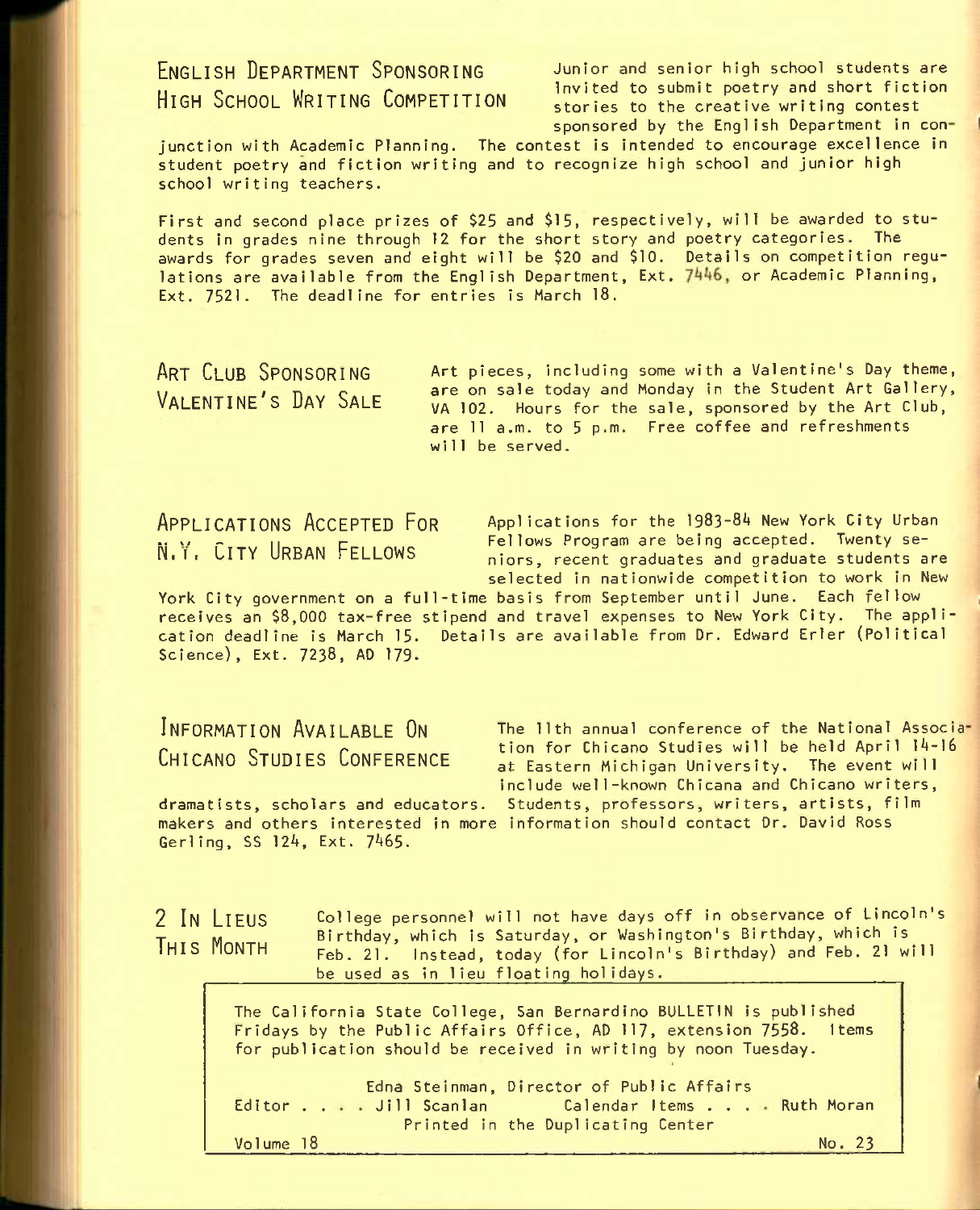## ENGLISH DEPARTMENT SPONSORING HIGH SCHOOL WRITING COMPETITION

Junior and senior high school students are invited to submit poetry and short fiction stories to the creative writing contest sponsored by the English Department in conjunction with Academic Planning. The contest is intended to encourage excellence in student poetry and fiction writing and to recognize high school and junior high school writing teachers.

First and second place prizes of $25 and $15, respectively, will be awarded to students in grades nine through 12 for the short story and poetry categories. The awards for grades seven and eight will be $20 and $10. Details on competition regulations are available from the English Department, Ext. 7446, or Academic Planning, Ext. 7521. The deadline for entries is March 18.

## ART CLUB SPONSORING VALENTINE'S DAY SALE

Art pieces, including some with a Valentine's Day theme, are on sale today and Monday in the Student Art Gallery, VA 102. Hours for the sale, sponsored by the Art Club, are 11 a.m. to 5 p.m. Free coffee and refreshments will be served.

## APPLICATIONS ACCEPTED FOR N.Y. CITY URBAN FELLOWS

Applications for the 1983-84 New York City Urban Fellows Program are being accepted. Twenty seniors, recent graduates and graduate students are selected in nationwide competition to work in New York City government on a full-time basis from September until June. Each fellow receives an $8,000 tax-free stipend and travel expenses to New York City. The application deadline is March 15. Details are available from Dr. Edward Erler (Political Science), Ext. 7238, AD 179.

## INFORMATION AVAILABLE ON CHICANO STUDIES CONFERENCE

The 11th annual conference of the National Association for Chicano Studies will be held April 14-16 at Eastern Michigan University. The event will include well-known Chicana and Chicano writers, dramatists, scholars and educators. Students, professors, writers, artists, film makers and others interested in more information should contact Dr. David Ross Gerling, SS 124, Ext. 7465.

## 2 IN LIEUS THIS MONTH

College personnel will not have days off in observance of Lincoln's Birthday, which is Saturday, or Washington's Birthday, which is Feb. 21. Instead, today (for Lincoln's Birthday) and Feb. 21 will be used as in lieu floating holidays.

---

The California State College, San Bernardino BULLETIN is published Fridays by the Public Affairs Office, AD 117, extension 7558. Items for publication should be received in writing by noon Tuesday.

Edna Steinman, Director of Public Affairs
Editor . . . . Jill Scanlan        Calendar Items . . . . Ruth Moran
Printed in the Duplicating Center

Volume 18        No. 23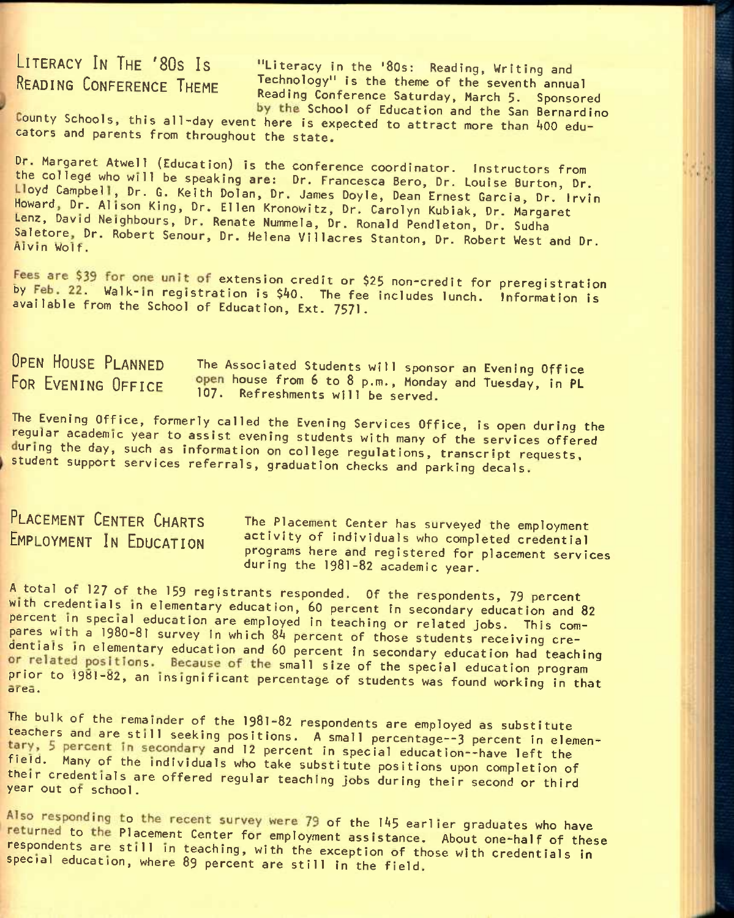## Literacy In The '80s Is Reading Conference Theme

"Literacy in the '80s: Reading, Writing and Technology" is the theme of the seventh annual Reading Conference Saturday, March 5. Sponsored by the School of Education and the San Bernardino County Schools, this all-day event here is expected to attract more than 400 educators and parents from throughout the state.

Dr. Margaret Atwell (Education) is the conference coordinator. Instructors from the college who will be speaking are: Dr. Francesca Bero, Dr. Louise Burton, Dr. Lloyd Campbell, Dr. G. Keith Dolan, Dr. James Doyle, Dean Ernest Garcia, Dr. Irvin Howard, Dr. Alison King, Dr. Ellen Kronowitz, Dr. Carolyn Kubiak, Dr. Margaret Lenz, David Neighbours, Dr. Renate Nummela, Dr. Ronald Pendleton, Dr. Sudha Saletore, Dr. Robert Senour, Dr. Helena Villacres Stanton, Dr. Robert West and Dr. Alvin Wolf.

Fees are $39 for one unit of extension credit or $25 non-credit for preregistration by Feb. 22. Walk-in registration is $40. The fee includes lunch. Information is available from the School of Education, Ext. 7571.

## Open House Planned For Evening Office

The Associated Students will sponsor an Evening Office open house from 6 to 8 p.m., Monday and Tuesday, in PL 107. Refreshments will be served.

The Evening Office, formerly called the Evening Services Office, is open during the regular academic year to assist evening students with many of the services offered during the day, such as information on college regulations, transcript requests, student support services referrals, graduation checks and parking decals.

## Placement Center Charts Employment In Education

The Placement Center has surveyed the employment activity of individuals who completed credential programs here and registered for placement services during the 1981-82 academic year.

A total of 127 of the 159 registrants responded. Of the respondents, 79 percent with credentials in elementary education, 60 percent in secondary education and 82 percent in special education are employed in teaching or related jobs. This compares with a 1980-81 survey in which 84 percent of those students receiving credentials in elementary education and 60 percent in secondary education had teaching or related positions. Because of the small size of the special education program prior to 1981-82, an insignificant percentage of students was found working in that area.

The bulk of the remainder of the 1981-82 respondents are employed as substitute teachers and are still seeking positions. A small percentage--3 percent in elementary, 5 percent in secondary and 12 percent in special education--have left the field. Many of the individuals who take substitute positions upon completion of their credentials are offered regular teaching jobs during their second or third year out of school.

Also responding to the recent survey were 79 of the 145 earlier graduates who have returned to the Placement Center for employment assistance. About one-half of these respondents are still in teaching, with the exception of those with credentials in special education, where 89 percent are still in the field.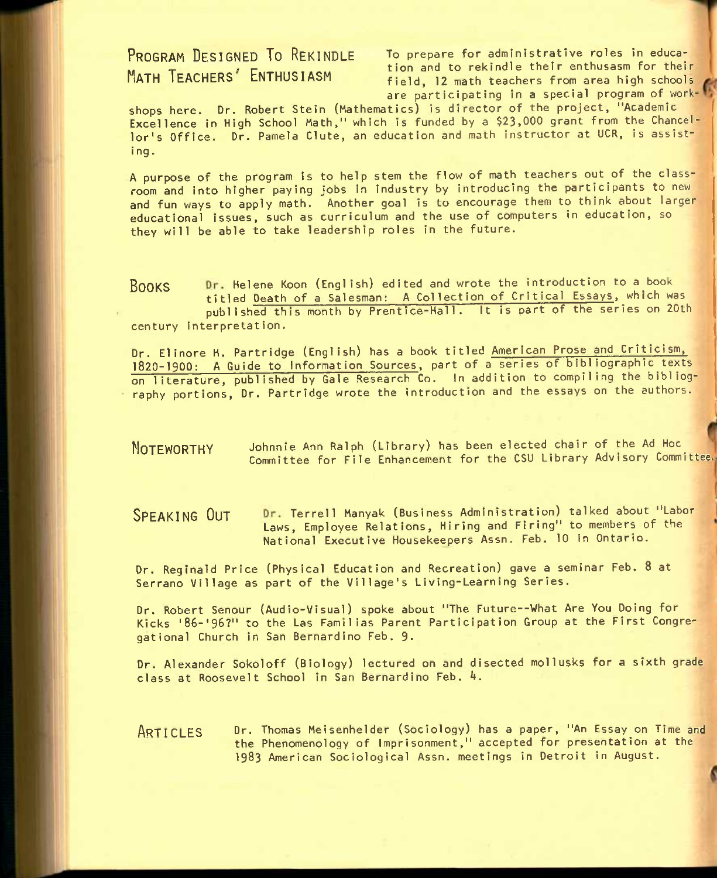## PROGRAM DESIGNED TO REKINDLE MATH TEACHERS' ENTHUSIASM

To prepare for administrative roles in education and to rekindle their enthusasm for their field, 12 math teachers from area high schools are participating in a special program of workshops here. Dr. Robert Stein (Mathematics) is director of the project, "Academic Excellence in High School Math," which is funded by a $23,000 grant from the Chancellor's Office. Dr. Pamela Clute, an education and math instructor at UCR, is assisting.

A purpose of the program is to help stem the flow of math teachers out of the classroom and into higher paying jobs in industry by introducing the participants to new and fun ways to apply math. Another goal is to encourage them to think about larger educational issues, such as curriculum and the use of computers in education, so they will be able to take leadership roles in the future.

## BOOKS

Dr. Helene Koon (English) edited and wrote the introduction to a book titled Death of a Salesman: A Collection of Critical Essays, which was published this month by Prentice-Hall. It is part of the series on 20th century interpretation.

Dr. Elinore H. Partridge (English) has a book titled American Prose and Criticism, 1820-1900: A Guide to Information Sources, part of a series of bibliographic texts on literature, published by Gale Research Co. In addition to compiling the bibliography portions, Dr. Partridge wrote the introduction and the essays on the authors.

## NOTEWORTHY

Johnnie Ann Ralph (Library) has been elected chair of the Ad Hoc Committee for File Enhancement for the CSU Library Advisory Committee.

## SPEAKING OUT

Dr. Terrell Manyak (Business Administration) talked about "Labor Laws, Employee Relations, Hiring and Firing" to members of the National Executive Housekeepers Assn. Feb. 10 in Ontario.

Dr. Reginald Price (Physical Education and Recreation) gave a seminar Feb. 8 at Serrano Village as part of the Village's Living-Learning Series.

Dr. Robert Senour (Audio-Visual) spoke about "The Future--What Are You Doing for Kicks '86-'96?" to the Las Familias Parent Participation Group at the First Congregational Church in San Bernardino Feb. 9.

Dr. Alexander Sokoloff (Biology) lectured on and disected mollusks for a sixth grade class at Roosevelt School in San Bernardino Feb. 4.

## ARTICLES

Dr. Thomas Meisenhelder (Sociology) has a paper, "An Essay on Time and the Phenomenology of Imprisonment," accepted for presentation at the 1983 American Sociological Assn. meetings in Detroit in August.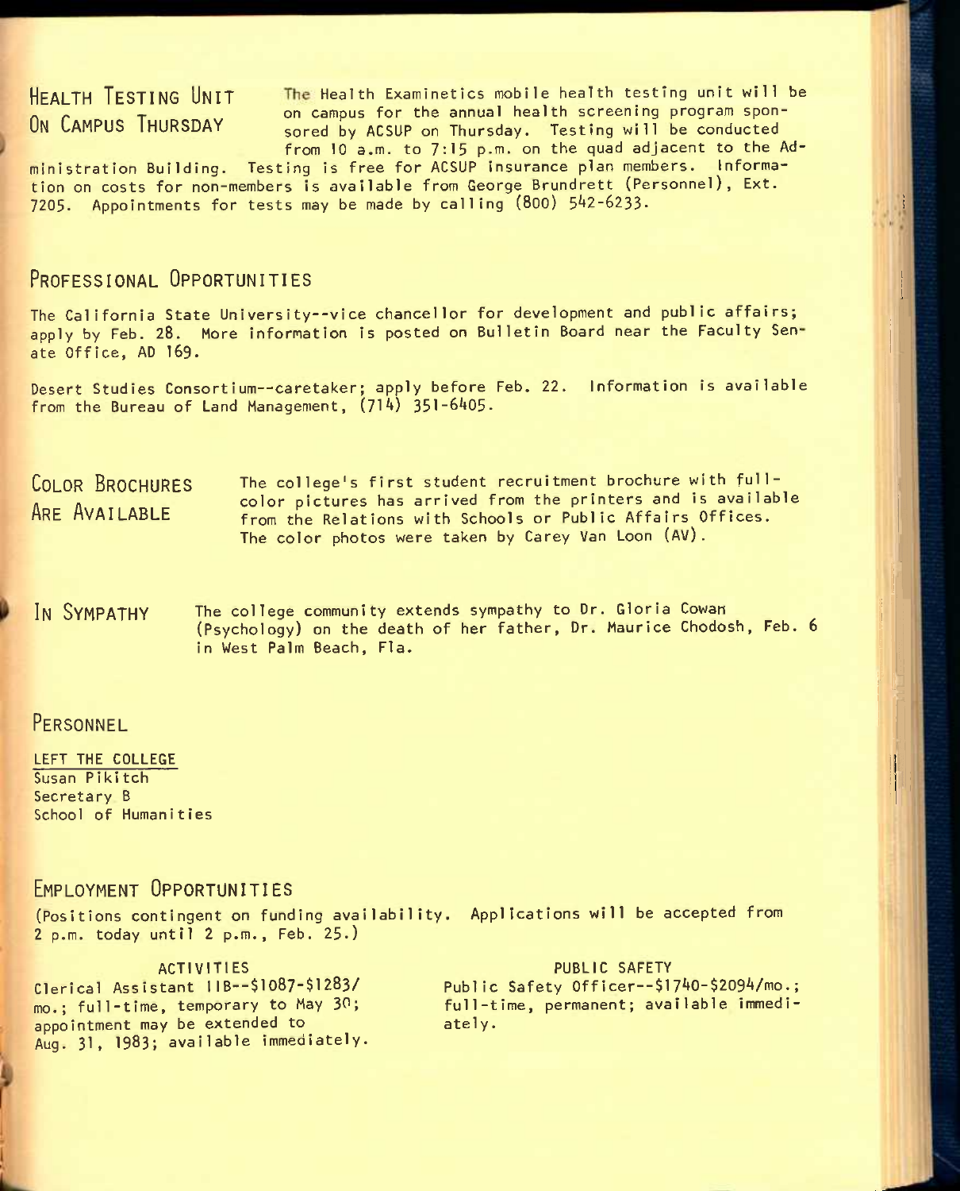## HEALTH TESTING UNIT ON CAMPUS THURSDAY

The Health Examinetics mobile health testing unit will be on campus for the annual health screening program sponsored by ACSUP on Thursday. Testing will be conducted from 10 a.m. to 7:15 p.m. on the quad adjacent to the Administration Building. Testing is free for ACSUP insurance plan members. Information on costs for non-members is available from George Brundrett (Personnel), Ext. 7205. Appointments for tests may be made by calling (800) 542-6233.

## PROFESSIONAL OPPORTUNITIES

The California State University--vice chancellor for development and public affairs; apply by Feb. 28. More information is posted on Bulletin Board near the Faculty Senate Office, AD 169.

Desert Studies Consortium--caretaker; apply before Feb. 22. Information is available from the Bureau of Land Management, (714) 351-6405.

## COLOR BROCHURES ARE AVAILABLE

The college's first student recruitment brochure with full-color pictures has arrived from the printers and is available from the Relations with Schools or Public Affairs Offices. The color photos were taken by Carey Van Loon (AV).

## IN SYMPATHY

The college community extends sympathy to Dr. Gloria Cowan (Psychology) on the death of her father, Dr. Maurice Chodosh, Feb. 6 in West Palm Beach, Fla.

## PERSONNEL

LEFT THE COLLEGE
Susan Pikitch
Secretary B
School of Humanities

## EMPLOYMENT OPPORTUNITIES

(Positions contingent on funding availability. Applications will be accepted from 2 p.m. today until 2 p.m., Feb. 25.)

ACTIVITIES
Clerical Assistant IIB--$1087-$1283/mo.; full-time, temporary to May 30; appointment may be extended to Aug. 31, 1983; available immediately.

PUBLIC SAFETY
Public Safety Officer--$1740-$2094/mo.; full-time, permanent; available immediately.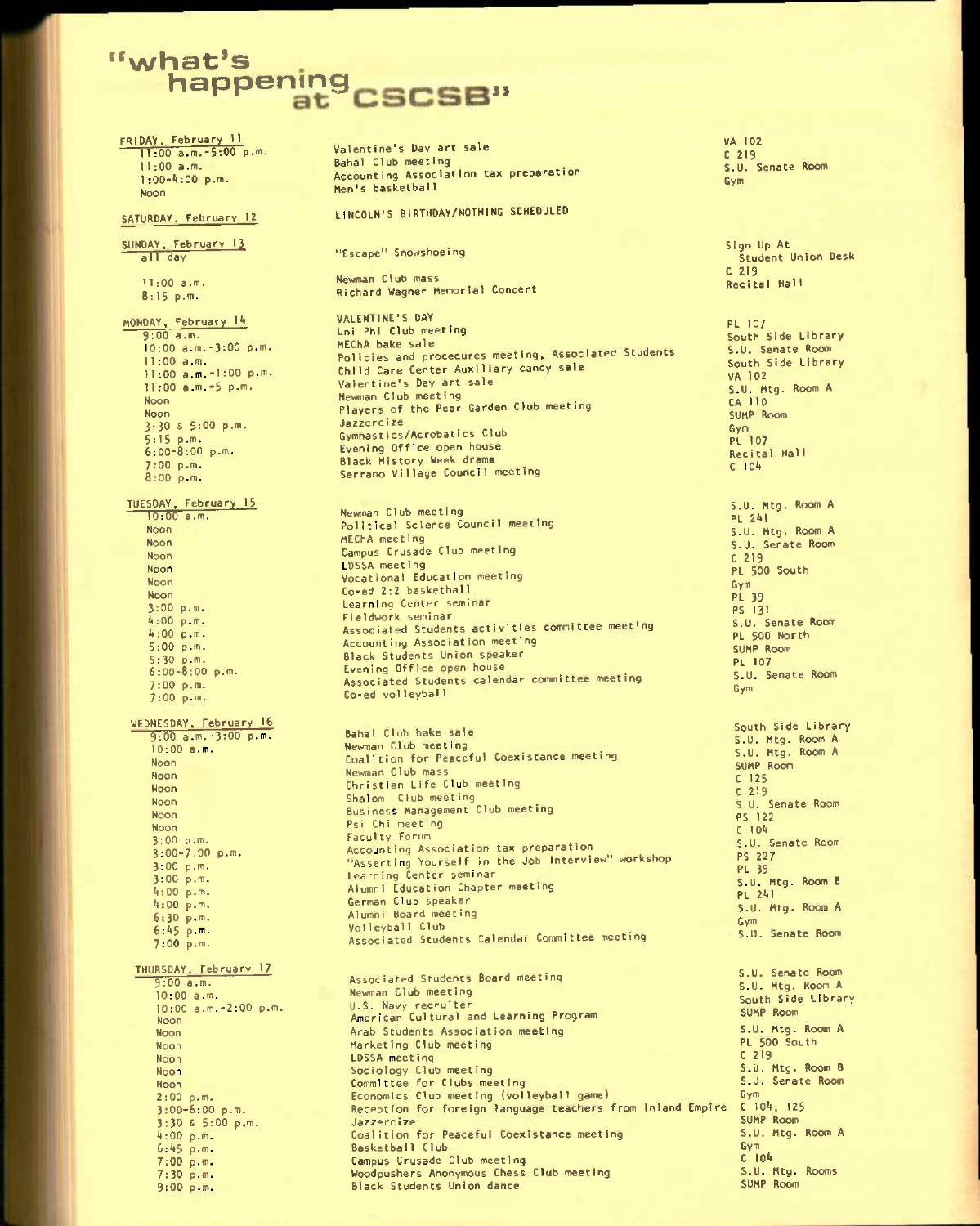# "what's happening at CSCSB"

## FRIDAY, February 11

| Time | Event | Location |
|---|---|---|
| 11:00 a.m.-5:00 p.m. | Valentine's Day art sale | VA 102 |
| 11:00 a.m. | Bahai Club meeting | C 219 |
| 1:00-4:00 p.m. | Accounting Association tax preparation | S.U. Senate Room |
| Noon | Men's basketball | Gym |

## SATURDAY, February 12

LINCOLN'S BIRTHDAY/NOTHING SCHEDULED

## SUNDAY, February 13

| Time | Event | Location |
|---|---|---|
| all day | "Escape" Snowshoeing | Sign Up At Student Union Desk |
| 11:00 a.m. | Newman Club mass | C 219 |
| 8:15 p.m. | Richard Wagner Memorial Concert | Recital Hall |

## MONDAY, February 14

VALENTINE'S DAY

| Time | Event | Location |
|---|---|---|
| 9:00 a.m. | Uni Phi Club meeting | PL 107 |
| 10:00 a.m.-3:00 p.m. | MEChA bake sale | South Side Library |
| 11:00 a.m. | Policies and procedures meeting, Associated Students | S.U. Senate Room |
| 11:00 a.m.-1:00 p.m. | Child Care Center Auxiliary candy sale | South Side Library |
| 11:00 a.m.-5 p.m. | Valentine's Day art sale | VA 102 |
| Noon | Newman Club meeting | S.U. Mtg. Room A |
| Noon | Players of the Pear Garden Club meeting | CA 110 |
| 3:30 & 5:00 p.m. | Jazzercize | SUMP Room |
| 5:15 p.m. | Gymnastics/Acrobatics Club | Gym |
| 6:00-8:00 p.m. | Evening Office open house | PL 107 |
| 7:00 p.m. | Black History Week drama | Recital Hall |
| 8:00 p.m. | Serrano Village Council meeting | C 104 |

## TUESDAY, February 15

| Time | Event | Location |
|---|---|---|
| 10:00 a.m. | Newman Club meeting | S.U. Mtg. Room A |
| Noon | Political Science Council meeting | PL 241 |
| Noon | MEChA meeting | S.U. Mtg. Room A |
| Noon | Campus Crusade Club meeting | S.U. Senate Room |
| Noon | LDSSA meeting | C 219 |
| Noon | Vocational Education meeting | PL 500 South |
| Noon | Co-ed 2:2 basketball | Gym |
| 3:00 p.m. | Learning Center seminar | PL 39 |
| 4:00 p.m. | Fieldwork seminar | PS 131 |
| 4:00 p.m. | Associated Students activities committee meeting | S.U. Senate Room |
| 5:00 p.m. | Accounting Association meeting | PL 500 North |
| 5:30 p.m. | Black Students Union speaker | SUMP Room |
| 6:00-8:00 p.m. | Evening Office open house | PL 107 |
| 7:00 p.m. | Associated Students calendar committee meeting | S.U. Senate Room |
| 7:00 p.m. | Co-ed volleyball | Gym |

## WEDNESDAY, February 16

| Time | Event | Location |
|---|---|---|
| 9:00 a.m.-3:00 p.m. | Bahai Club bake sale | South Side Library |
| 10:00 a.m. | Newman Club meeting | S.U. Mtg. Room A |
| Noon | Coalition for Peaceful Coexistance meeting | S.U. Mtg. Room A |
| Noon | Newman Club mass | SUMP Room |
| Noon | Christian Life Club meeting | C 125 |
| Noon | Shalom Club meeting | C 219 |
| Noon | Business Management Club meeting | S.U. Senate Room |
| Noon | Psi Chi meeting | PS 122 |
| 3:00 p.m. | Faculty Forum | C 104 |
| 3:00-7:00 p.m. | Accounting Association tax preparation | S.U. Senate Room |
| 3:00 p.m. | "Asserting Yourself in the Job Interview" workshop | PS 227 |
| 3:00 p.m. | Learning Center seminar | PL 39 |
| 4:00 p.m. | Alumni Education Chapter meeting | S.U. Mtg. Room B |
| 4:00 p.m. | German Club speaker | PL 241 |
| 6:30 p.m. | Alumni Board meeting | S.U. Mtg. Room A |
| 6:45 p.m. | Volleyball Club | Gym |
| 7:00 p.m. | Associated Students Calendar Committee meeting | S.U. Senate Room |

## THURSDAY, February 17

| Time | Event | Location |
|---|---|---|
| 9:00 a.m. | Associated Students Board meeting | S.U. Senate Room |
| 10:00 a.m. | Newman Club meeting | S.U. Mtg. Room A |
| 10:00 a.m.-2:00 p.m. | U.S. Navy recruiter | South Side Library |
| Noon | American Cultural and Learning Program | SUMP Room |
| Noon | Arab Students Association meeting | S.U. Mtg. Room A |
| Noon | Marketing Club meeting | PL 500 South |
| Noon | LDSSA meeting | C 219 |
| Noon | Sociology Club meeting | S.U. Mtg. Room B |
| Noon | Committee for Clubs meeting | S.U. Senate Room |
| 2:00 p.m. | Economics Club meeting (volleyball game) | Gym |
| 3:00-6:00 p.m. | Reception for foreign language teachers from Inland Empire | C 104, 125 |
| 3:30 & 5:00 p.m. | Jazzercize | SUMP Room |
| 4:00 p.m. | Coalition for Peaceful Coexistance meeting | S.U. Mtg. Room A |
| 6:45 p.m. | Basketball Club | Gym |
| 7:00 p.m. | Campus Crusade Club meeting | C 104 |
| 7:30 p.m. | Woodpushers Anonymous Chess Club meeting | S.U. Mtg. Rooms |
| 9:00 p.m. | Black Students Union dance | SUMP Room |